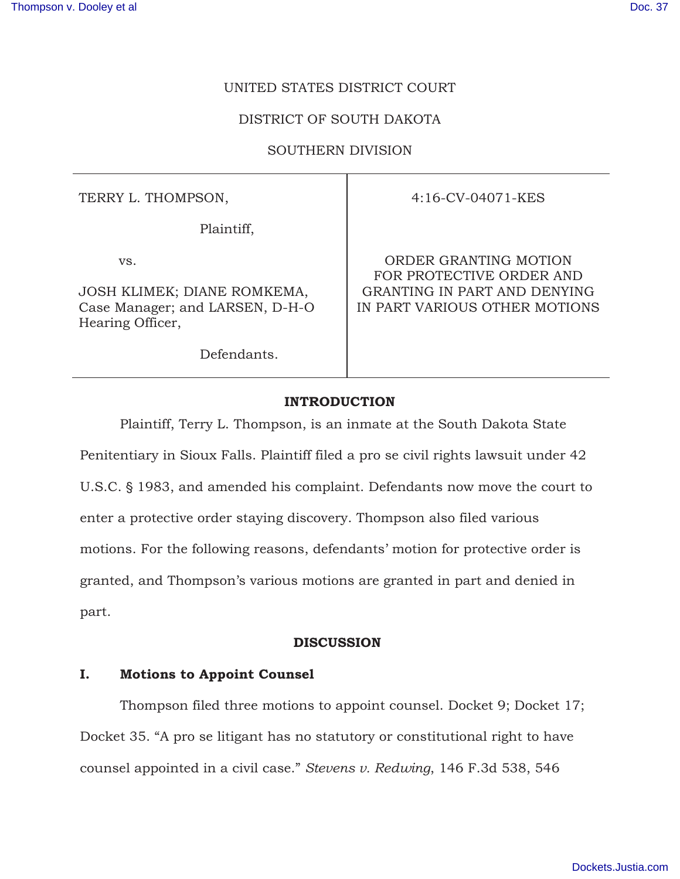UNITED STATES DISTRICT COURT

DISTRICT OF SOUTH DAKOTA

SOUTHERN DIVISION

| TERRY L. THOMPSON, Plaintiff, vs. JOSH KLIMEK; DIANE ROMKEMA, Case Manager; and LARSEN, D-H-O Hearing Officer, Defendants. | 4:16-CV-04071-KES ORDER GRANTING MOTION FOR PROTECTIVE ORDER AND GRANTING IN PART AND DENYING IN PART VARIOUS OTHER MOTIONS |
|---|---|

## INTRODUCTION

Plaintiff, Terry L. Thompson, is an inmate at the South Dakota State Penitentiary in Sioux Falls. Plaintiff filed a pro se civil rights lawsuit under 42 U.S.C. § 1983, and amended his complaint. Defendants now move the court to enter a protective order staying discovery. Thompson also filed various motions. For the following reasons, defendants' motion for protective order is granted, and Thompson's various motions are granted in part and denied in part.

## DISCUSSION

### I. Motions to Appoint Counsel

Thompson filed three motions to appoint counsel. Docket 9; Docket 17; Docket 35. "A pro se litigant has no statutory or constitutional right to have counsel appointed in a civil case." *Stevens v. Redwing*, 146 F.3d 538, 546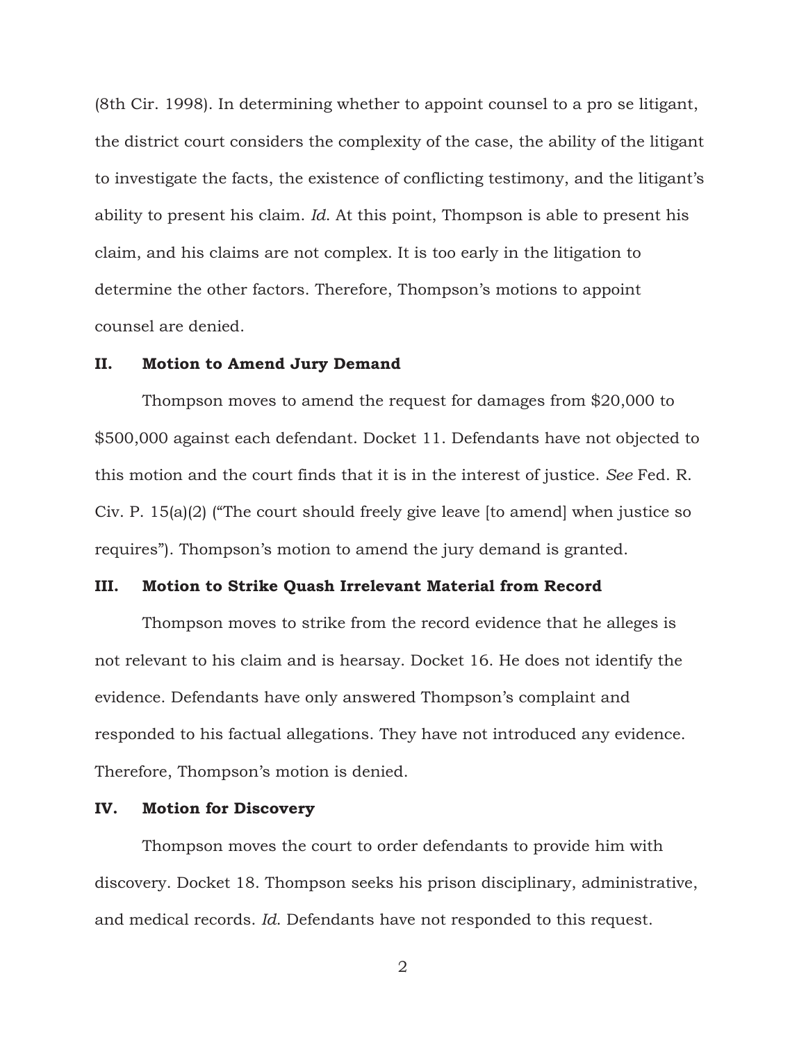(8th Cir. 1998). In determining whether to appoint counsel to a pro se litigant, the district court considers the complexity of the case, the ability of the litigant to investigate the facts, the existence of conflicting testimony, and the litigant's ability to present his claim. *Id.* At this point, Thompson is able to present his claim, and his claims are not complex. It is too early in the litigation to determine the other factors. Therefore, Thompson's motions to appoint counsel are denied.

## II. Motion to Amend Jury Demand

Thompson moves to amend the request for damages from $20,000 to $500,000 against each defendant. Docket 11. Defendants have not objected to this motion and the court finds that it is in the interest of justice. *See* Fed. R. Civ. P. 15(a)(2) ("The court should freely give leave [to amend] when justice so requires"). Thompson's motion to amend the jury demand is granted.

## III. Motion to Strike Quash Irrelevant Material from Record

Thompson moves to strike from the record evidence that he alleges is not relevant to his claim and is hearsay. Docket 16. He does not identify the evidence. Defendants have only answered Thompson's complaint and responded to his factual allegations. They have not introduced any evidence. Therefore, Thompson's motion is denied.

## IV. Motion for Discovery

Thompson moves the court to order defendants to provide him with discovery. Docket 18. Thompson seeks his prison disciplinary, administrative, and medical records. *Id.* Defendants have not responded to this request.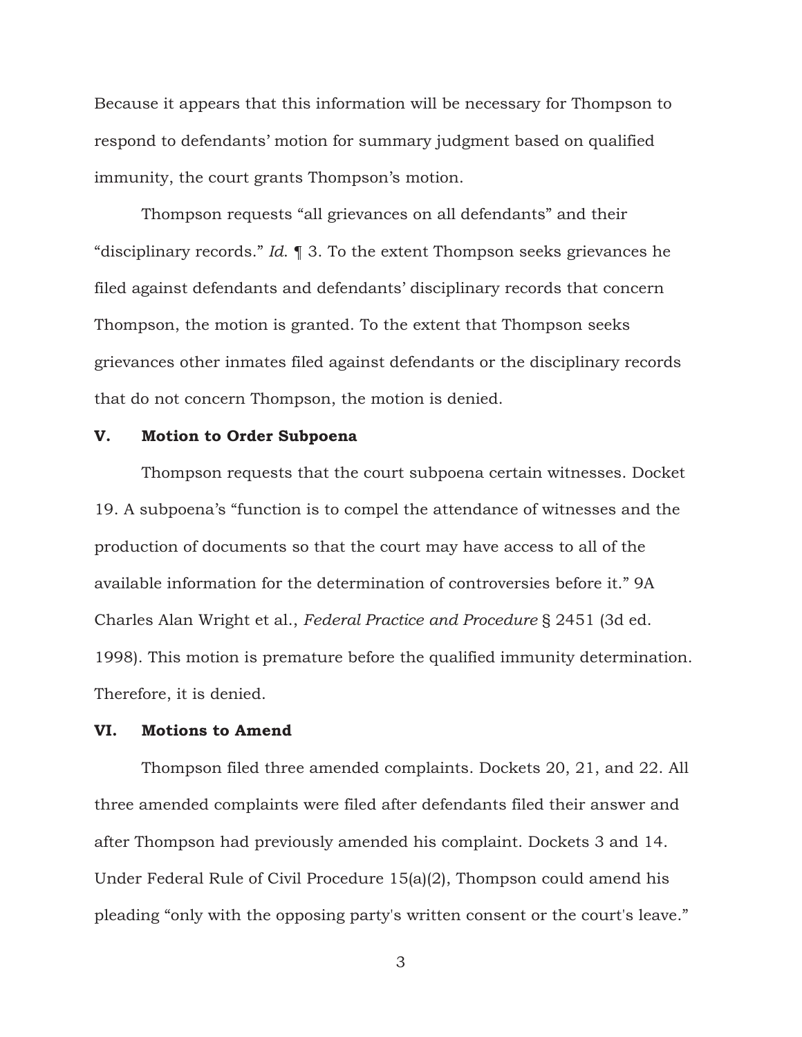Because it appears that this information will be necessary for Thompson to respond to defendants' motion for summary judgment based on qualified immunity, the court grants Thompson's motion.

Thompson requests "all grievances on all defendants" and their "disciplinary records." *Id.* ¶ 3. To the extent Thompson seeks grievances he filed against defendants and defendants' disciplinary records that concern Thompson, the motion is granted. To the extent that Thompson seeks grievances other inmates filed against defendants or the disciplinary records that do not concern Thompson, the motion is denied.

## V. Motion to Order Subpoena

Thompson requests that the court subpoena certain witnesses. Docket 19. A subpoena's "function is to compel the attendance of witnesses and the production of documents so that the court may have access to all of the available information for the determination of controversies before it." 9A Charles Alan Wright et al., *Federal Practice and Procedure* § 2451 (3d ed. 1998). This motion is premature before the qualified immunity determination. Therefore, it is denied.

## VI. Motions to Amend

Thompson filed three amended complaints. Dockets 20, 21, and 22. All three amended complaints were filed after defendants filed their answer and after Thompson had previously amended his complaint. Dockets 3 and 14. Under Federal Rule of Civil Procedure 15(a)(2), Thompson could amend his pleading "only with the opposing party's written consent or the court's leave."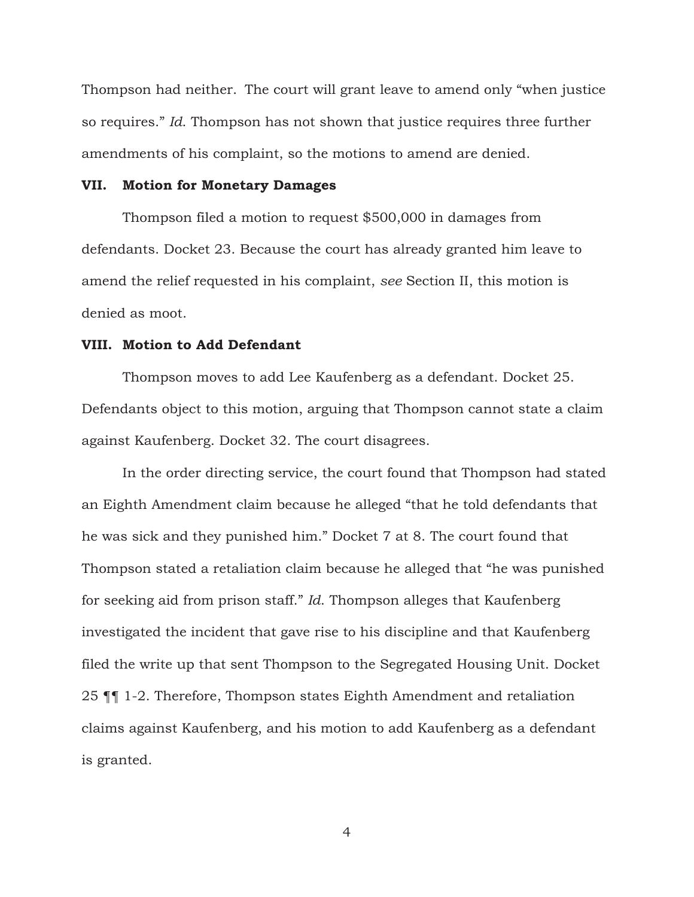Thompson had neither. The court will grant leave to amend only "when justice so requires." *Id.* Thompson has not shown that justice requires three further amendments of his complaint, so the motions to amend are denied.

## VII. Motion for Monetary Damages

Thompson filed a motion to request $500,000 in damages from defendants. Docket 23. Because the court has already granted him leave to amend the relief requested in his complaint, *see* Section II, this motion is denied as moot.

## VIII. Motion to Add Defendant

Thompson moves to add Lee Kaufenberg as a defendant. Docket 25. Defendants object to this motion, arguing that Thompson cannot state a claim against Kaufenberg. Docket 32. The court disagrees.

In the order directing service, the court found that Thompson had stated an Eighth Amendment claim because he alleged "that he told defendants that he was sick and they punished him." Docket 7 at 8. The court found that Thompson stated a retaliation claim because he alleged that "he was punished for seeking aid from prison staff." *Id.* Thompson alleges that Kaufenberg investigated the incident that gave rise to his discipline and that Kaufenberg filed the write up that sent Thompson to the Segregated Housing Unit. Docket 25 ¶¶ 1-2. Therefore, Thompson states Eighth Amendment and retaliation claims against Kaufenberg, and his motion to add Kaufenberg as a defendant is granted.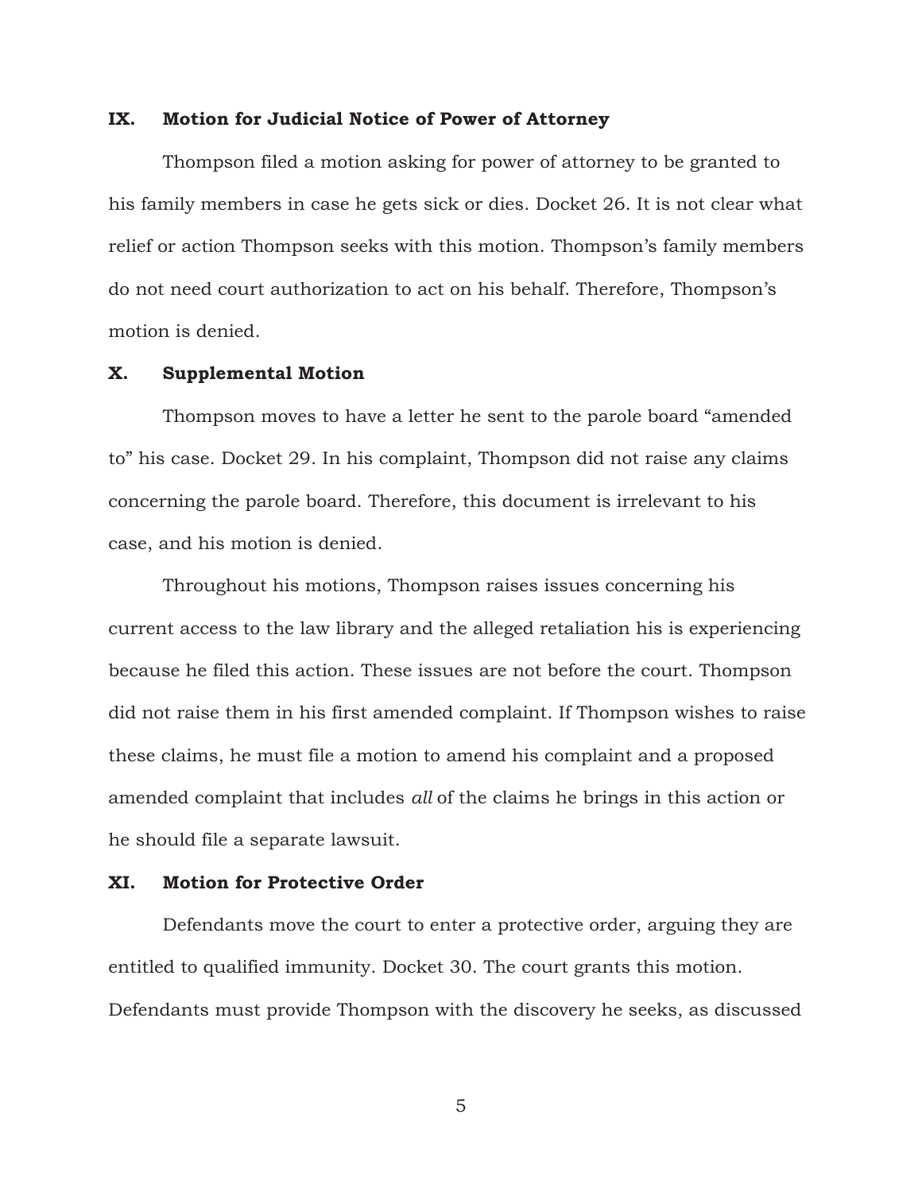## IX. Motion for Judicial Notice of Power of Attorney

Thompson filed a motion asking for power of attorney to be granted to his family members in case he gets sick or dies. Docket 26. It is not clear what relief or action Thompson seeks with this motion. Thompson's family members do not need court authorization to act on his behalf. Therefore, Thompson's motion is denied.

## X. Supplemental Motion

Thompson moves to have a letter he sent to the parole board "amended to" his case. Docket 29. In his complaint, Thompson did not raise any claims concerning the parole board. Therefore, this document is irrelevant to his case, and his motion is denied.

Throughout his motions, Thompson raises issues concerning his current access to the law library and the alleged retaliation his is experiencing because he filed this action. These issues are not before the court. Thompson did not raise them in his first amended complaint. If Thompson wishes to raise these claims, he must file a motion to amend his complaint and a proposed amended complaint that includes *all* of the claims he brings in this action or he should file a separate lawsuit.

## XI. Motion for Protective Order

Defendants move the court to enter a protective order, arguing they are entitled to qualified immunity. Docket 30. The court grants this motion. Defendants must provide Thompson with the discovery he seeks, as discussed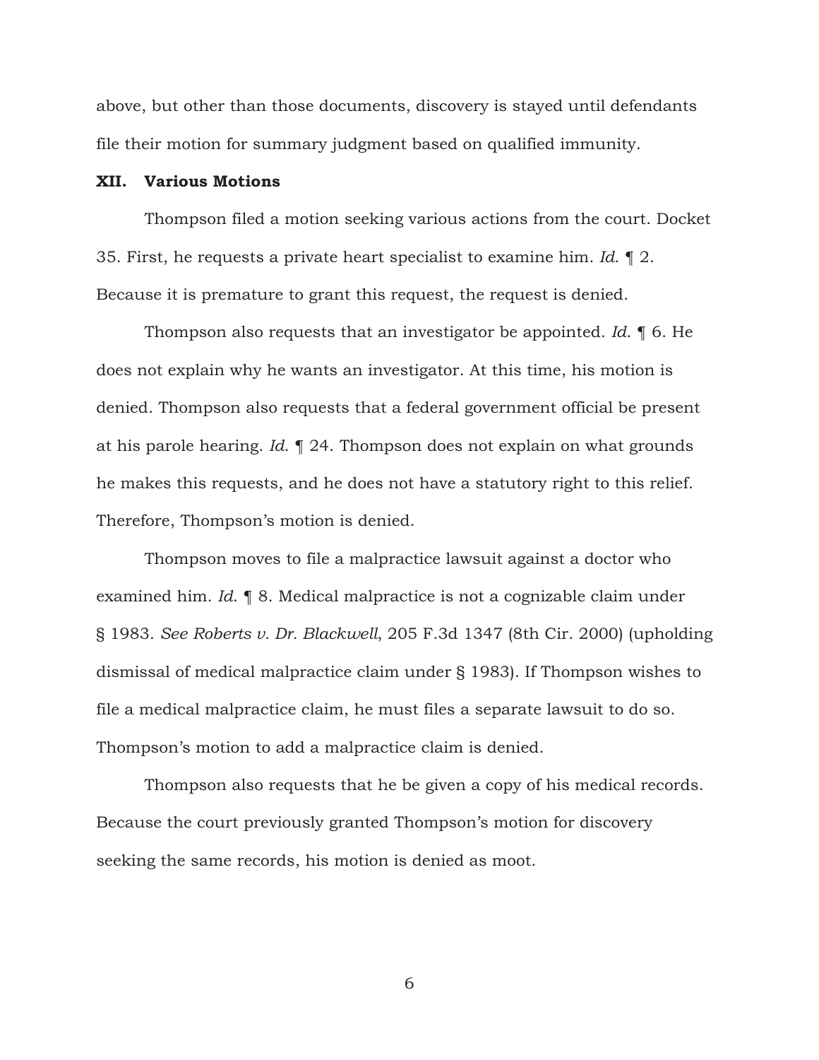above, but other than those documents, discovery is stayed until defendants file their motion for summary judgment based on qualified immunity.

## XII. Various Motions

Thompson filed a motion seeking various actions from the court. Docket 35. First, he requests a private heart specialist to examine him. *Id.* ¶ 2. Because it is premature to grant this request, the request is denied.

Thompson also requests that an investigator be appointed. *Id.* ¶ 6. He does not explain why he wants an investigator. At this time, his motion is denied. Thompson also requests that a federal government official be present at his parole hearing. *Id.* ¶ 24. Thompson does not explain on what grounds he makes this requests, and he does not have a statutory right to this relief. Therefore, Thompson's motion is denied.

Thompson moves to file a malpractice lawsuit against a doctor who examined him. *Id.* ¶ 8. Medical malpractice is not a cognizable claim under § 1983. *See Roberts v. Dr. Blackwell*, 205 F.3d 1347 (8th Cir. 2000) (upholding dismissal of medical malpractice claim under § 1983). If Thompson wishes to file a medical malpractice claim, he must files a separate lawsuit to do so. Thompson's motion to add a malpractice claim is denied.

Thompson also requests that he be given a copy of his medical records. Because the court previously granted Thompson's motion for discovery seeking the same records, his motion is denied as moot.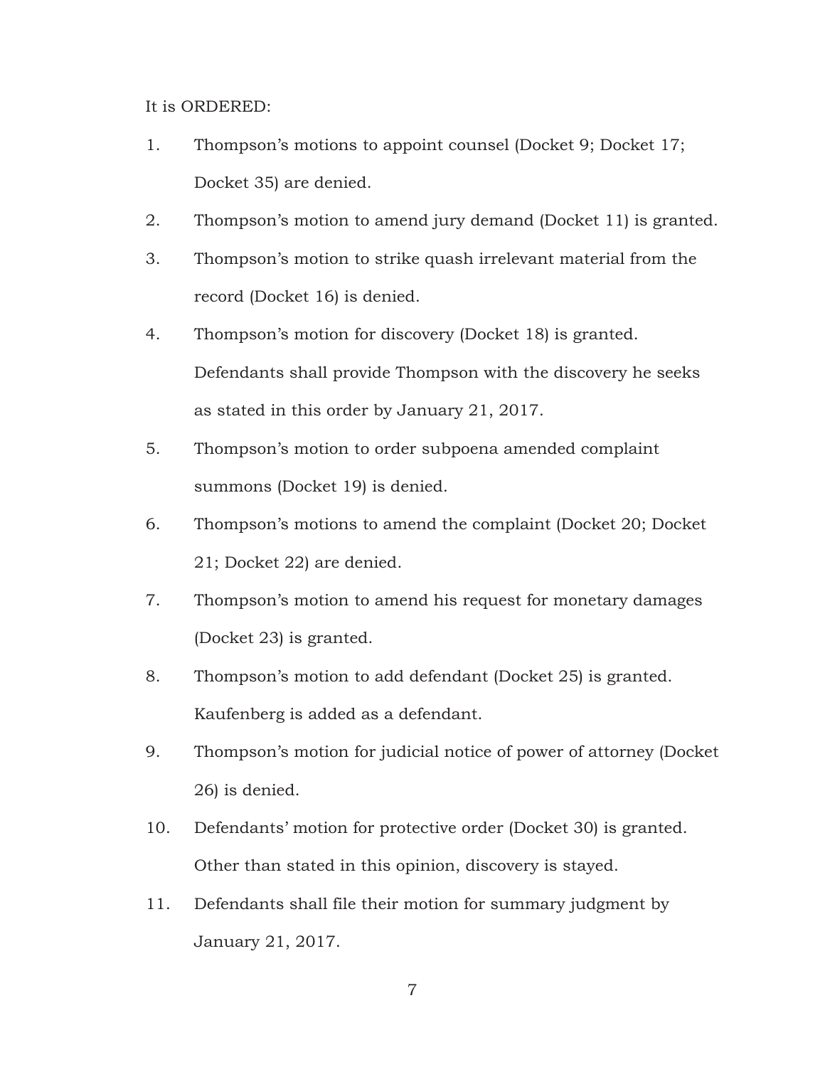It is ORDERED:

1. Thompson's motions to appoint counsel (Docket 9; Docket 17; Docket 35) are denied.
2. Thompson's motion to amend jury demand (Docket 11) is granted.
3. Thompson's motion to strike quash irrelevant material from the record (Docket 16) is denied.
4. Thompson's motion for discovery (Docket 18) is granted. Defendants shall provide Thompson with the discovery he seeks as stated in this order by January 21, 2017.
5. Thompson's motion to order subpoena amended complaint summons (Docket 19) is denied.
6. Thompson's motions to amend the complaint (Docket 20; Docket 21; Docket 22) are denied.
7. Thompson's motion to amend his request for monetary damages (Docket 23) is granted.
8. Thompson's motion to add defendant (Docket 25) is granted. Kaufenberg is added as a defendant.
9. Thompson's motion for judicial notice of power of attorney (Docket 26) is denied.
10. Defendants' motion for protective order (Docket 30) is granted. Other than stated in this opinion, discovery is stayed.
11. Defendants shall file their motion for summary judgment by January 21, 2017.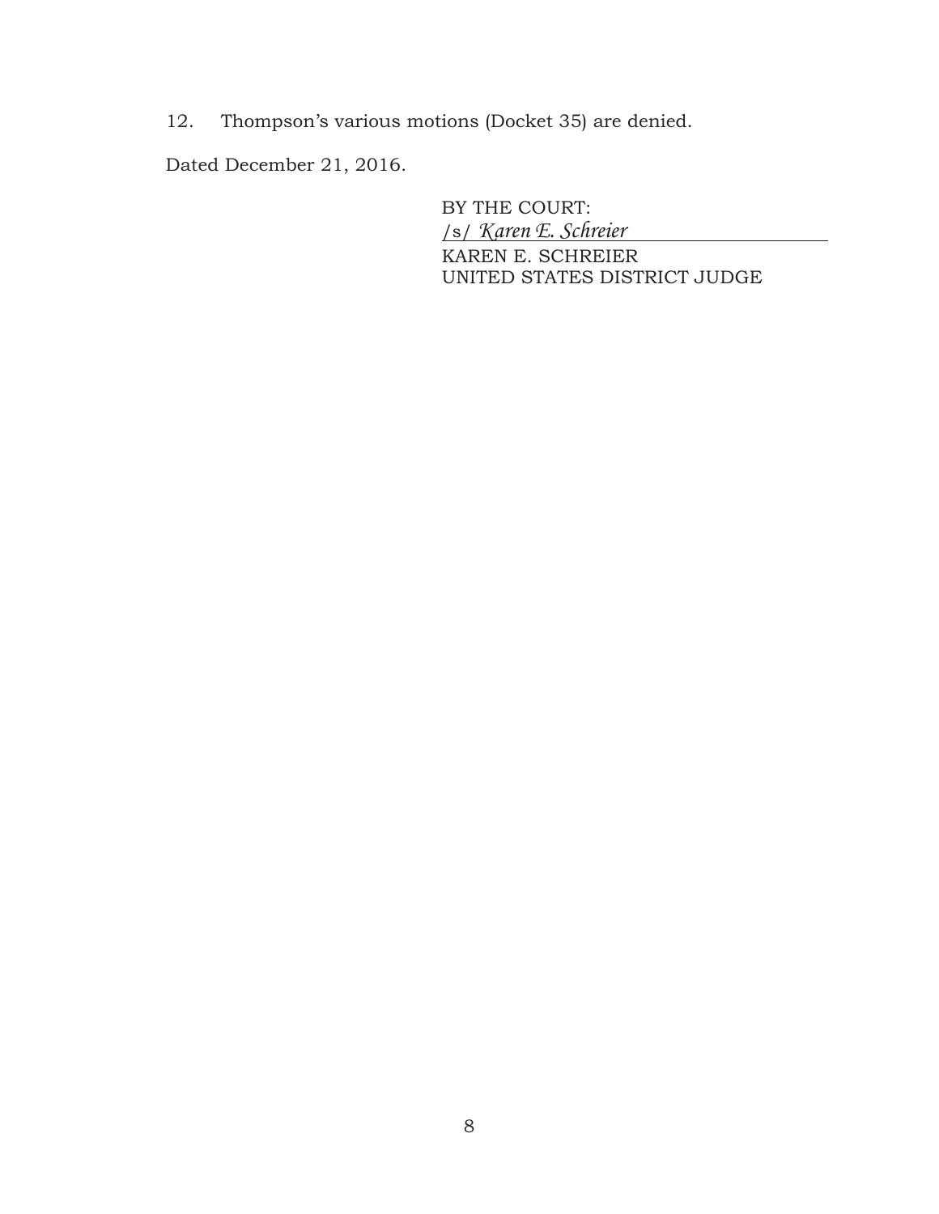12. Thompson's various motions (Docket 35) are denied.

Dated December 21, 2016.

BY THE COURT:

/s/ *Karen E. Schreier*

KAREN E. SCHREIER
UNITED STATES DISTRICT JUDGE